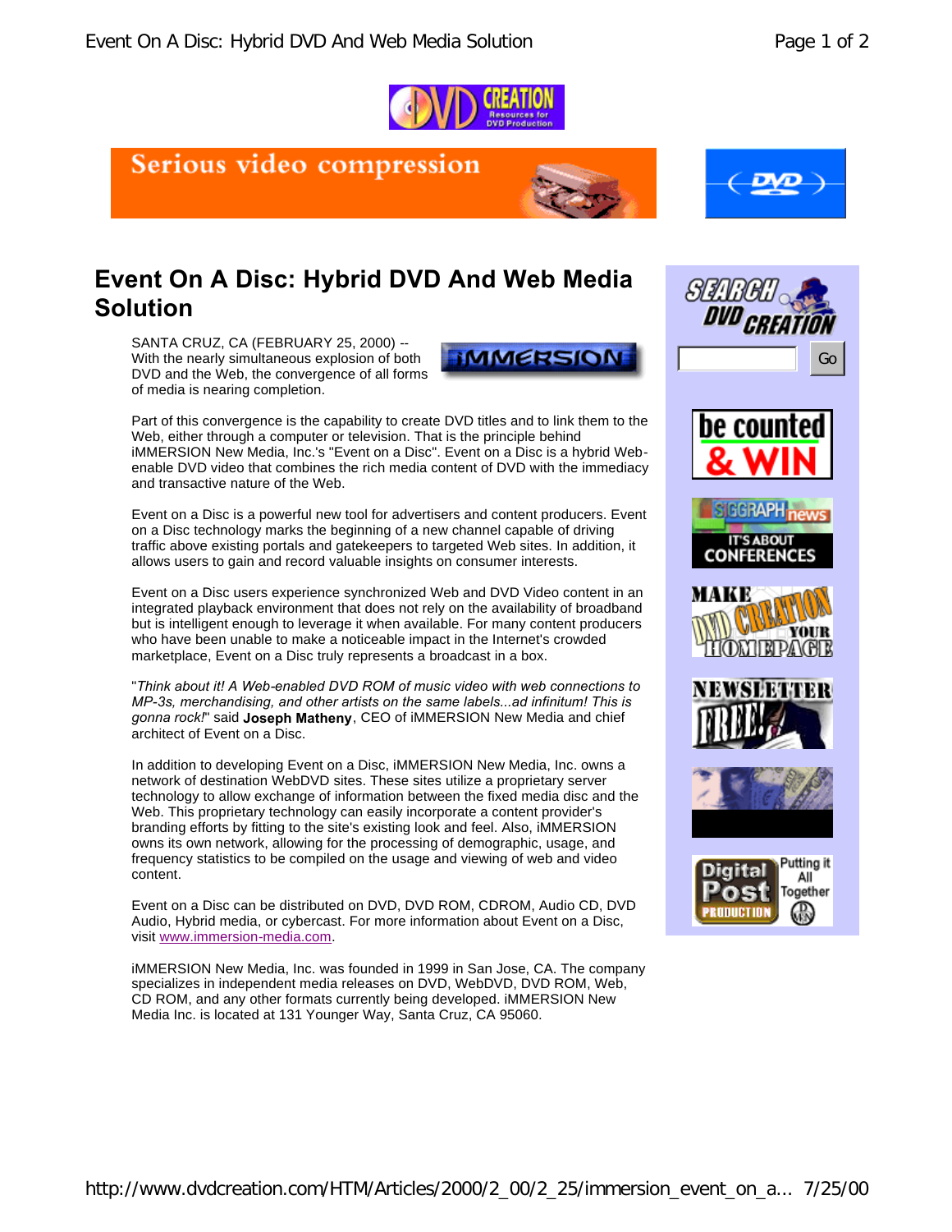# Event On A Disc: Hybrid DVD And Web Media Solution

SANTA CRUZ, CA (FEBRUARY 25, 2000) -- With the nearly simultaneous explosion of both DVD and the Web, the convergence of all forms of media is nearing completion.

Part of this convergence is the capability to create DVD titles and to link them to the Web, either through a computer or television. That is the principle behind iMMERSION New Media, Inc.'s "Event on a Disc". Event on a Disc is a hybrid Web-enable DVD video that combines the rich media content of DVD with the immediacy and transactive nature of the Web.

Event on a Disc is a powerful new tool for advertisers and content producers. Event on a Disc technology marks the beginning of a new channel capable of driving traffic above existing portals and gatekeepers to targeted Web sites. In addition, it allows users to gain and record valuable insights on consumer interests.

Event on a Disc users experience synchronized Web and DVD Video content in an integrated playback environment that does not rely on the availability of broadband but is intelligent enough to leverage it when available. For many content producers who have been unable to make a noticeable impact in the Internet's crowded marketplace, Event on a Disc truly represents a broadcast in a box.

"*Think about it! A Web-enabled DVD ROM of music video with web connections to MP-3s, merchandising, and other artists on the same labels...ad infinitum! This is gonna rock!*" said **Joseph Matheny**, CEO of iMMERSION New Media and chief architect of Event on a Disc.

In addition to developing Event on a Disc, iMMERSION New Media, Inc. owns a network of destination WebDVD sites. These sites utilize a proprietary server technology to allow exchange of information between the fixed media disc and the Web. This proprietary technology can easily incorporate a content provider's branding efforts by fitting to the site's existing look and feel. Also, iMMERSION owns its own network, allowing for the processing of demographic, usage, and frequency statistics to be compiled on the usage and viewing of web and video content.

Event on a Disc can be distributed on DVD, DVD ROM, CDROM, Audio CD, DVD Audio, Hybrid media, or cybercast. For more information about Event on a Disc, visit www.immersion-media.com.

iMMERSION New Media, Inc. was founded in 1999 in San Jose, CA. The company specializes in independent media releases on DVD, WebDVD, DVD ROM, Web, CD ROM, and any other formats currently being developed. iMMERSION New Media Inc. is located at 131 Younger Way, Santa Cruz, CA 95060.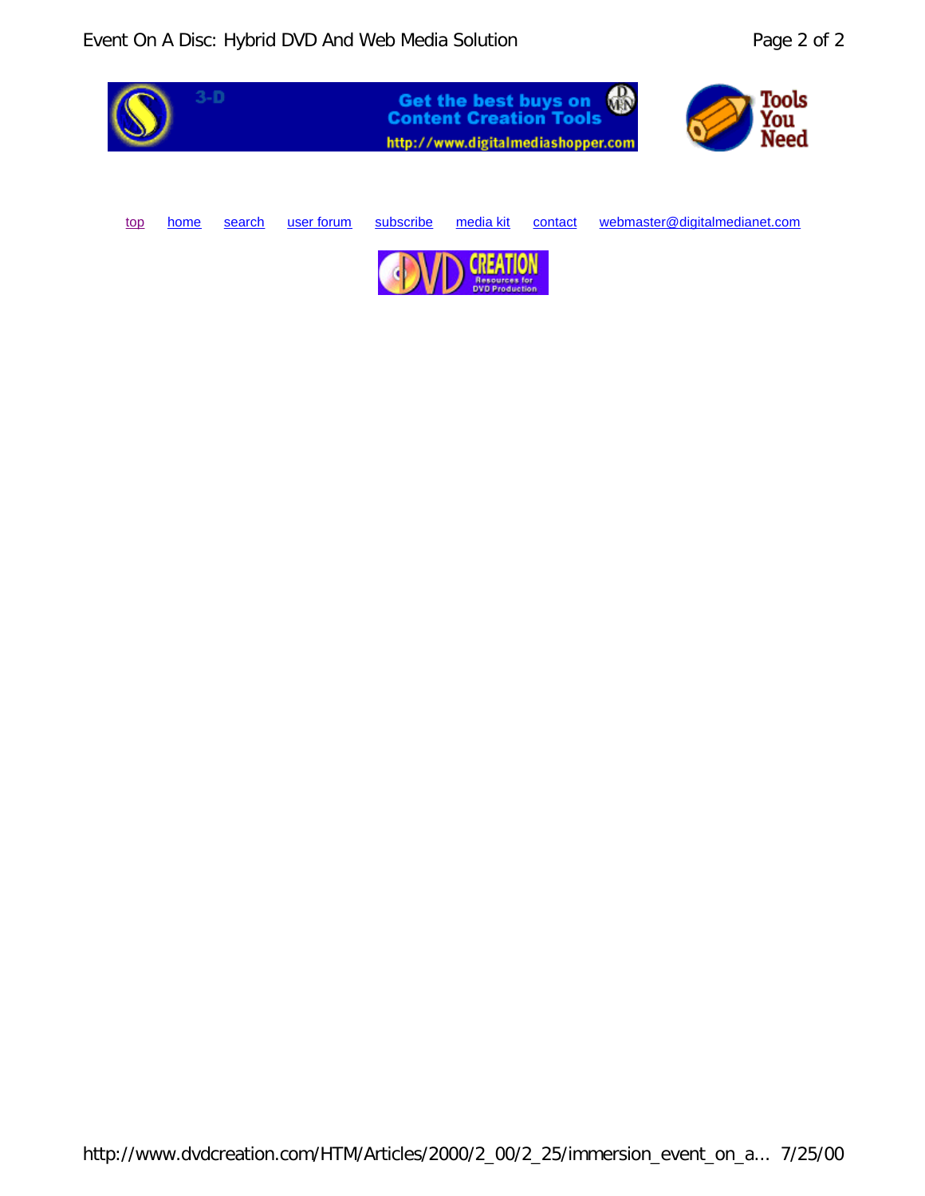Get the best buys on Content Creation Tools
http://www.digitalmediashopper.com

Tools You Need

top home search user forum subscribe media kit contact webmaster@digitalmedianet.com

DVD CREATION Resources for DVD Production